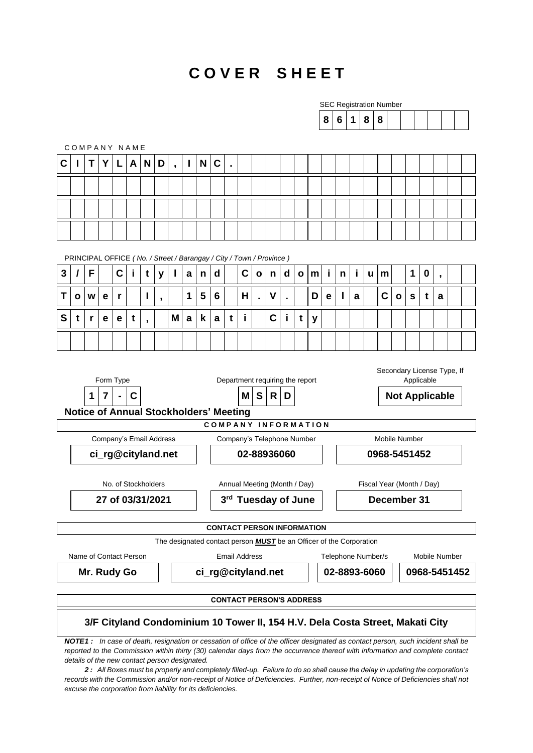# COVER SHEET

SEC Registration Number

| 8 | 6 | 1 | 8 | 8 |
|---|---|---|---|---|

COMPANY NAME

**CITYLAND, INC.**

PRINCIPAL OFFICE *( No. / Street / Barangay / City / Town / Province )*

**3/F Cityland Condominium 10, Tower I, 156 H.V. Dela Costa Street, Makati City**

| Form Type | Department requiring the report | Secondary License Type, If Applicable |
|---|---|---|
| **17-C** | **MSRD** | **Not Applicable** |

**Notice of Annual Stockholders' Meeting**

**COMPANY INFORMATION**

| Company's Email Address | Company's Telephone Number | Mobile Number |
|---|---|---|
| **ci_rg@cityland.net** | **02-88936060** | **0968-5451452** |

| No. of Stockholders | Annual Meeting (Month / Day) | Fiscal Year (Month / Day) |
|---|---|---|
| **27 of 03/31/2021** | **3rd Tuesday of June** | **December 31** |

**CONTACT PERSON INFORMATION**

The designated contact person ***MUST*** be an Officer of the Corporation

| Name of Contact Person | Email Address | Telephone Number/s | Mobile Number |
|---|---|---|---|
| **Mr. Rudy Go** | **ci_rg@cityland.net** | **02-8893-6060** | **0968-5451452** |

**CONTACT PERSON'S ADDRESS**

**3/F Cityland Condominium 10 Tower II, 154 H.V. Dela Costa Street, Makati City**

***NOTE1 :*** *In case of death, resignation or cessation of office of the officer designated as contact person, such incident shall be reported to the Commission within thirty (30) calendar days from the occurrence thereof with information and complete contact details of the new contact person designated.*

***2 :*** *All Boxes must be properly and completely filled-up. Failure to do so shall cause the delay in updating the corporation's records with the Commission and/or non-receipt of Notice of Deficiencies. Further, non-receipt of Notice of Deficiencies shall not excuse the corporation from liability for its deficiencies.*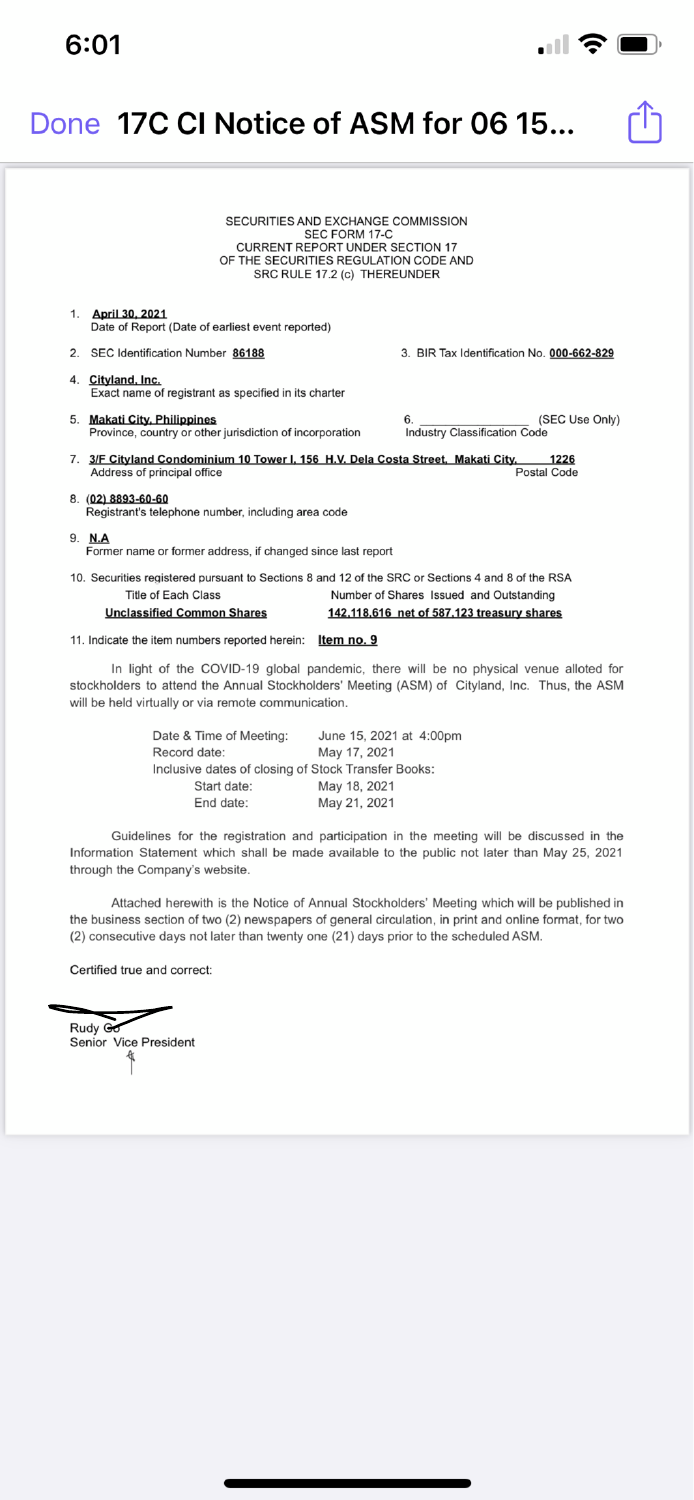SECURITIES AND EXCHANGE COMMISSION
SEC FORM 17-C
CURRENT REPORT UNDER SECTION 17
OF THE SECURITIES REGULATION CODE AND
SRC RULE 17.2 (c) THEREUNDER

1. **April 30, 2021**
   Date of Report (Date of earliest event reported)

2. SEC Identification Number **86188**

3. BIR Tax Identification No. **000-662-829**

4. **Cityland, Inc.**
   Exact name of registrant as specified in its charter

5. **Makati City, Philippines**
   Province, country or other jurisdiction of incorporation

6. _______________ (SEC Use Only)
   Industry Classification Code

7. **3/F Cityland Condominium 10 Tower I, 156 H.V. Dela Costa Street, Makati City** **1226**
   Address of principal office Postal Code

8. **(02) 8893-60-60**
   Registrant's telephone number, including area code

9. **N.A**
   Former name or former address, if changed since last report

10. Securities registered pursuant to Sections 8 and 12 of the SRC or Sections 4 and 8 of the RSA

| Title of Each Class | Number of Shares Issued and Outstanding |
|---|---|
| Unclassified Common Shares | 142,118,616 net of 587,123 treasury shares |

11. Indicate the item numbers reported herein: **Item no. 9**

In light of the COVID-19 global pandemic, there will be no physical venue alloted for stockholders to attend the Annual Stockholders' Meeting (ASM) of Cityland, Inc. Thus, the ASM will be held virtually or via remote communication.

| | |
|---|---|
| Date & Time of Meeting: | June 15, 2021 at 4:00pm |
| Record date: | May 17, 2021 |
| Inclusive dates of closing of Stock Transfer Books: | |
| Start date: | May 18, 2021 |
| End date: | May 21, 2021 |

Guidelines for the registration and participation in the meeting will be discussed in the Information Statement which shall be made available to the public not later than May 25, 2021 through the Company's website.

Attached herewith is the Notice of Annual Stockholders' Meeting which will be published in the business section of two (2) newspapers of general circulation, in print and online format, for two (2) consecutive days not later than twenty one (21) days prior to the scheduled ASM.

Certified true and correct:

Rudy Go
Senior Vice President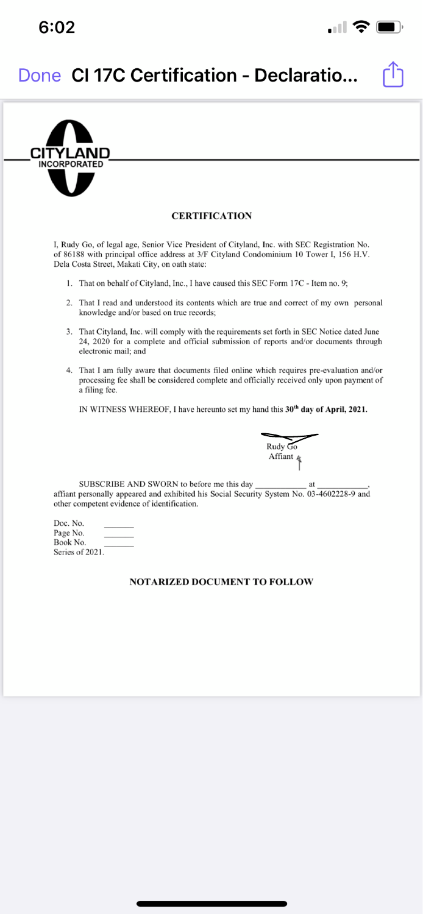CITYLAND
INCORPORATED

## CERTIFICATION

I, Rudy Go, of legal age, Senior Vice President of Cityland, Inc. with SEC Registration No. of 86188 with principal office address at 3/F Cityland Condominium 10 Tower I, 156 H.V. Dela Costa Street, Makati City, on oath state:

1. That on behalf of Cityland, Inc., I have caused this SEC Form 17C - Item no. 9;
2. That I read and understood its contents which are true and correct of my own personal knowledge and/or based on true records;
3. That Cityland, Inc. will comply with the requirements set forth in SEC Notice dated June 24, 2020 for a complete and official submission of reports and/or documents through electronic mail; and
4. That I am fully aware that documents filed online which requires pre-evaluation and/or processing fee shall be considered complete and officially received only upon payment of a filing fee.

IN WITNESS WHEREOF, I have hereunto set my hand this **30th day of April, 2021.**

Rudy Go
Affiant

SUBSCRIBE AND SWORN to before me this day ____________ at ____________, affiant personally appeared and exhibited his Social Security System No. 03-4602228-9 and other competent evidence of identification.

Doc. No. _______
Page No. _______
Book No. _______
Series of 2021.

**NOTARIZED DOCUMENT TO FOLLOW**